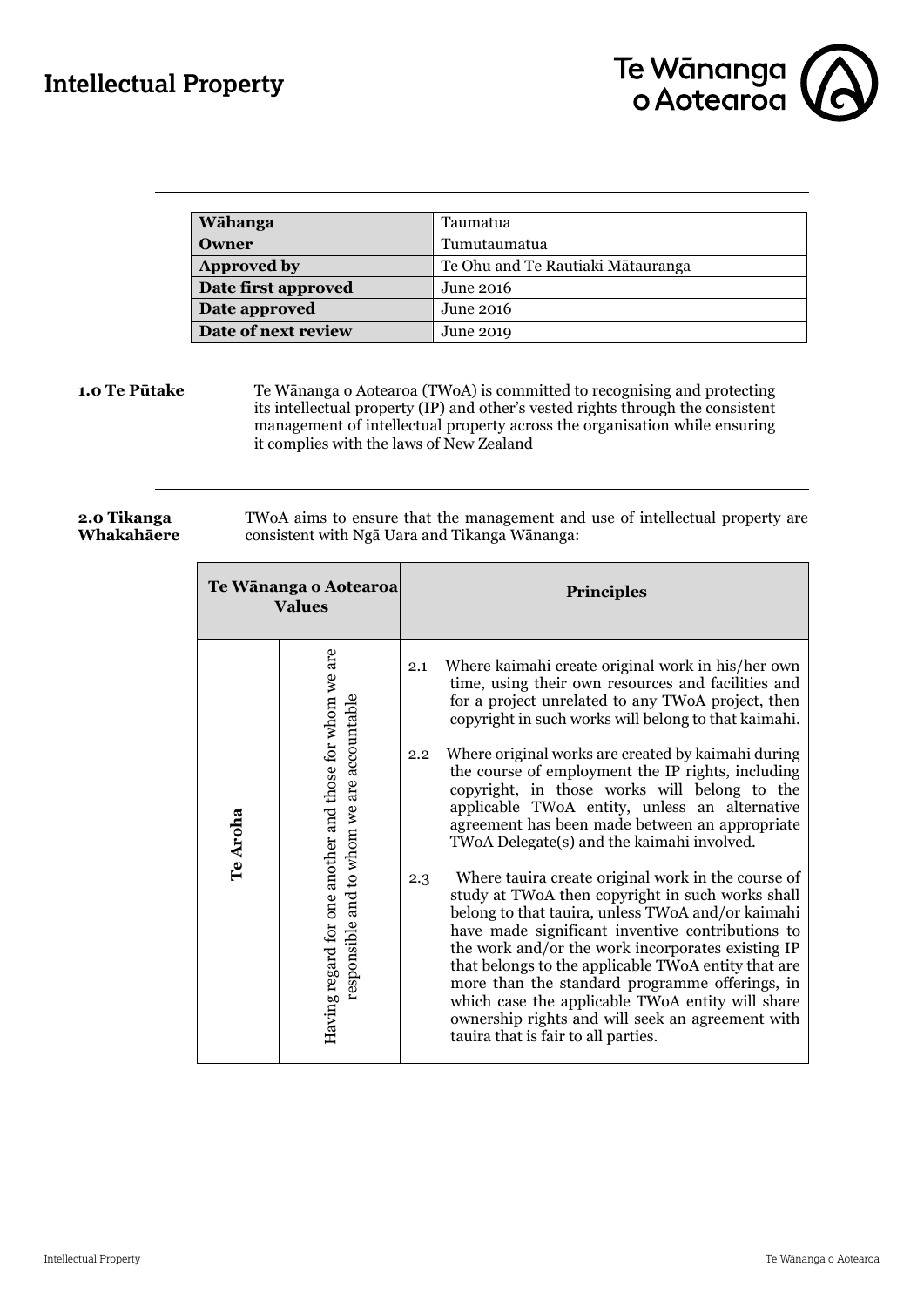# Intellectual Property

Te Wānanga o Aotearoa

| Wāhanga | Taumatua |
| --- | --- |
| **Owner** | Tumutaumatua |
| **Approved by** | Te Ohu and Te Rautiaki Mātauranga |
| **Date first approved** | June 2016 |
| **Date approved** | June 2016 |
| **Date of next review** | June 2019 |

## 1.0 Te Pūtake

Te Wānanga o Aotearoa (TWoA) is committed to recognising and protecting its intellectual property (IP) and other's vested rights through the consistent management of intellectual property across the organisation while ensuring it complies with the laws of New Zealand

## 2.0 Tikanga Whakahāere

TWoA aims to ensure that the management and use of intellectual property are consistent with Ngā Uara and Tikanga Wānanga:

| Te Wānanga o Aotearoa Values | | Principles |
| --- | --- | --- |
| **Te Aroha** | Having regard for one another and those for whom we are responsible and to whom we are accountable | 2.1 Where kaimahi create original work in his/her own time, using their own resources and facilities and for a project unrelated to any TWoA project, then copyright in such works will belong to that kaimahi.<br><br>2.2 Where original works are created by kaimahi during the course of employment the IP rights, including copyright, in those works will belong to the applicable TWoA entity, unless an alternative agreement has been made between an appropriate TWoA Delegate(s) and the kaimahi involved.<br><br>2.3 Where tauira create original work in the course of study at TWoA then copyright in such works shall belong to that tauira, unless TWoA and/or kaimahi have made significant inventive contributions to the work and/or the work incorporates existing IP that belongs to the applicable TWoA entity that are more than the standard programme offerings, in which case the applicable TWoA entity will share ownership rights and will seek an agreement with tauira that is fair to all parties. |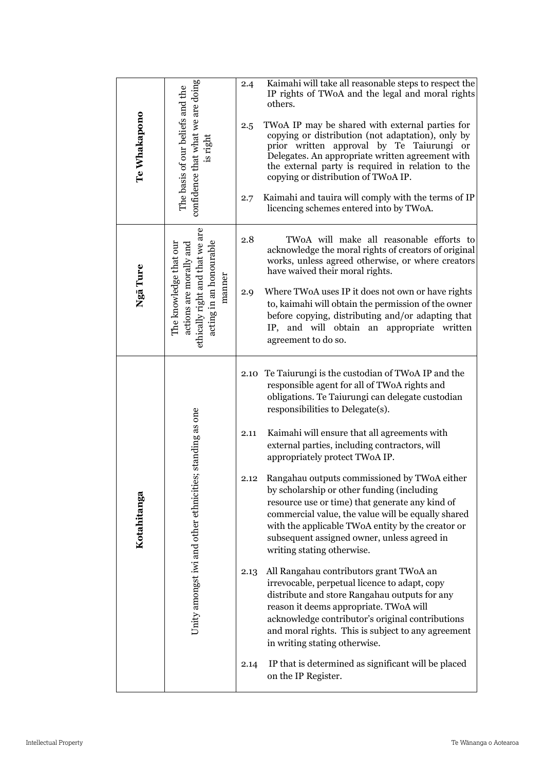| | | |
|---|---|---|
| **Te Whakapono** | The basis of our beliefs and the confidence that what we are doing is right | 2.4 Kaimahi will take all reasonable steps to respect the IP rights of TWoA and the legal and moral rights others.<br><br>2.5 TWoA IP may be shared with external parties for copying or distribution (not adaptation), only by prior written approval by Te Taiurungi or Delegates. An appropriate written agreement with the external party is required in relation to the copying or distribution of TWoA IP.<br><br>2.7 Kaimahi and tauira will comply with the terms of IP licencing schemes entered into by TWoA. |
| **Ngā Ture** | The knowledge that our actions are morally and ethically right and that we are acting in an honourable manner | 2.8 TWoA will make all reasonable efforts to acknowledge the moral rights of creators of original works, unless agreed otherwise, or where creators have waived their moral rights.<br><br>2.9 Where TWoA uses IP it does not own or have rights to, kaimahi will obtain the permission of the owner before copying, distributing and/or adapting that IP, and will obtain an appropriate written agreement to do so. |
| **Kotahitanga** | Unity amongst iwi and other ethnicities; standing as one | 2.10 Te Taiurungi is the custodian of TWoA IP and the responsible agent for all of TWoA rights and obligations. Te Taiurungi can delegate custodian responsibilities to Delegate(s).<br><br>2.11 Kaimahi will ensure that all agreements with external parties, including contractors, will appropriately protect TWoA IP.<br><br>2.12 Rangahau outputs commissioned by TWoA either by scholarship or other funding (including resource use or time) that generate any kind of commercial value, the value will be equally shared with the applicable TWoA entity by the creator or subsequent assigned owner, unless agreed in writing stating otherwise.<br><br>2.13 All Rangahau contributors grant TWoA an irrevocable, perpetual licence to adapt, copy distribute and store Rangahau outputs for any reason it deems appropriate. TWoA will acknowledge contributor's original contributions and moral rights. This is subject to any agreement in writing stating otherwise.<br><br>2.14 IP that is determined as significant will be placed on the IP Register. |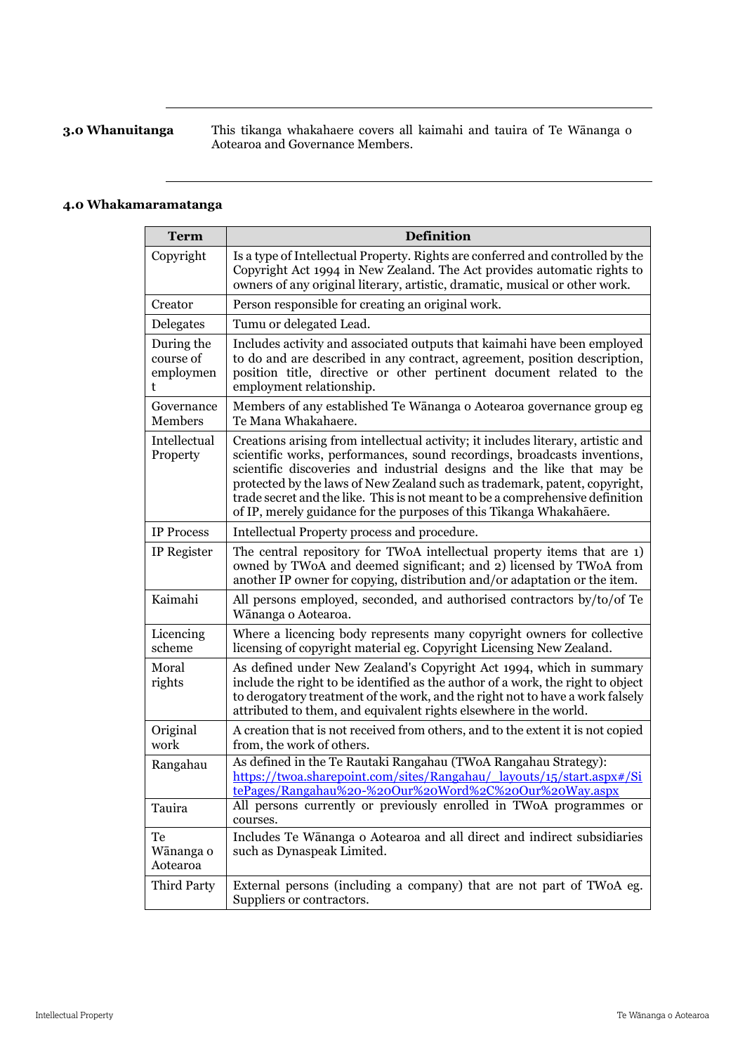**3.0 Whanuitanga**

This tikanga whakahaere covers all kaimahi and tauira of Te Wānanga o Aotearoa and Governance Members.

## 4.0 Whakamaramatanga

| Term | Definition |
|---|---|
| Copyright | Is a type of Intellectual Property. Rights are conferred and controlled by the Copyright Act 1994 in New Zealand. The Act provides automatic rights to owners of any original literary, artistic, dramatic, musical or other work. |
| Creator | Person responsible for creating an original work. |
| Delegates | Tumu or delegated Lead. |
| During the course of employment | Includes activity and associated outputs that kaimahi have been employed to do and are described in any contract, agreement, position description, position title, directive or other pertinent document related to the employment relationship. |
| Governance Members | Members of any established Te Wānanga o Aotearoa governance group eg Te Mana Whakahaere. |
| Intellectual Property | Creations arising from intellectual activity; it includes literary, artistic and scientific works, performances, sound recordings, broadcasts inventions, scientific discoveries and industrial designs and the like that may be protected by the laws of New Zealand such as trademark, patent, copyright, trade secret and the like. This is not meant to be a comprehensive definition of IP, merely guidance for the purposes of this Tikanga Whakahāere. |
| IP Process | Intellectual Property process and procedure. |
| IP Register | The central repository for TWoA intellectual property items that are 1) owned by TWoA and deemed significant; and 2) licensed by TWoA from another IP owner for copying, distribution and/or adaptation or the item. |
| Kaimahi | All persons employed, seconded, and authorised contractors by/to/of Te Wānanga o Aotearoa. |
| Licencing scheme | Where a licencing body represents many copyright owners for collective licensing of copyright material eg. Copyright Licensing New Zealand. |
| Moral rights | As defined under New Zealand's Copyright Act 1994, which in summary include the right to be identified as the author of a work, the right to object to derogatory treatment of the work, and the right not to have a work falsely attributed to them, and equivalent rights elsewhere in the world. |
| Original work | A creation that is not received from others, and to the extent it is not copied from, the work of others. |
| Rangahau | As defined in the Te Rautaki Rangahau (TWoA Rangahau Strategy): https://twoa.sharepoint.com/sites/Rangahau/_layouts/15/start.aspx#/SitePages/Rangahau%20-%20Our%20Word%2C%20Our%20Way.aspx |
| Tauira | All persons currently or previously enrolled in TWoA programmes or courses. |
| Te Wānanga o Aotearoa | Includes Te Wānanga o Aotearoa and all direct and indirect subsidiaries such as Dynaspeak Limited. |
| Third Party | External persons (including a company) that are not part of TWoA eg. Suppliers or contractors. |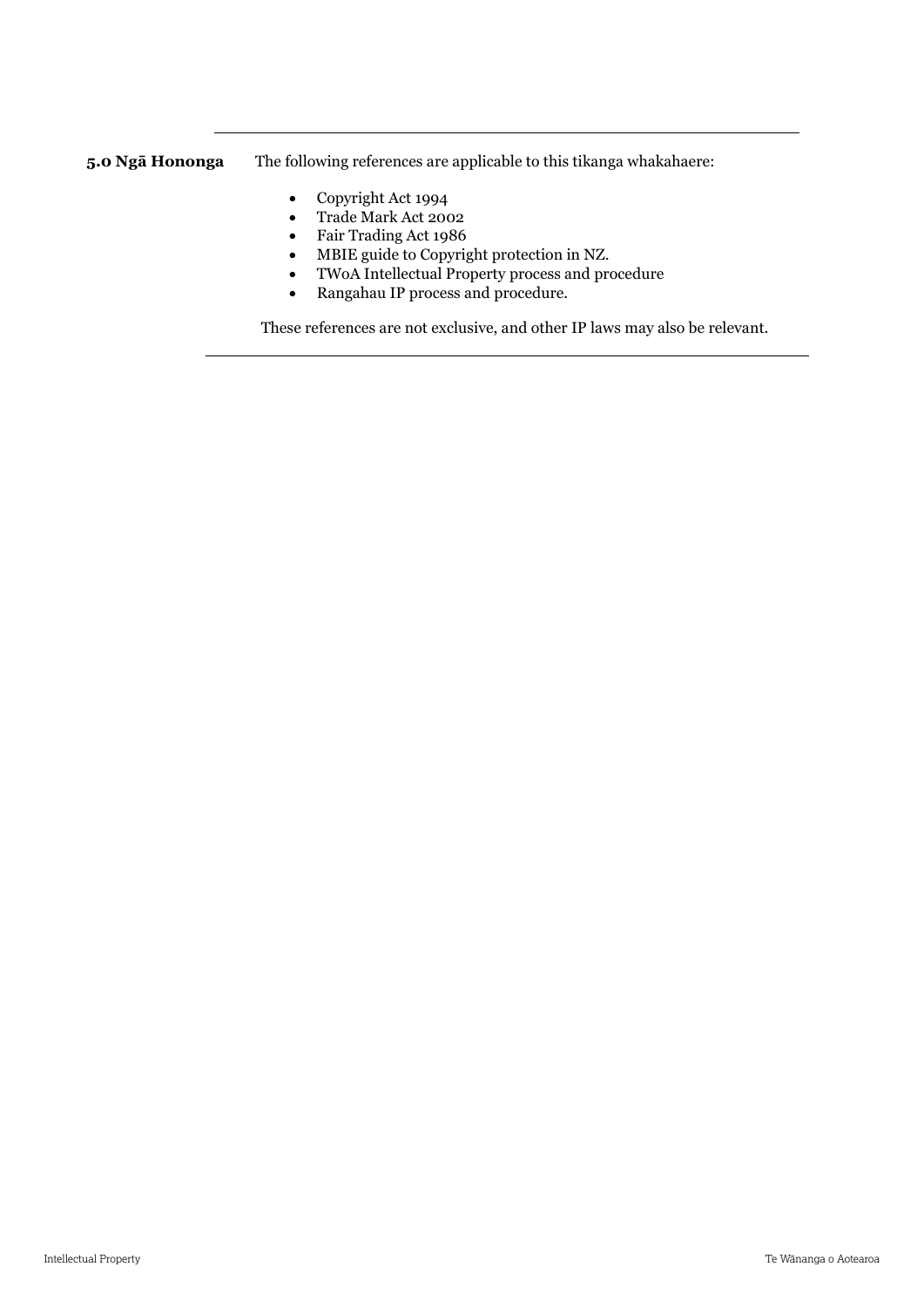**5.0 Ngā Hononga**

The following references are applicable to this tikanga whakahaere:

- Copyright Act 1994
- Trade Mark Act 2002
- Fair Trading Act 1986
- MBIE guide to Copyright protection in NZ.
- TWoA Intellectual Property process and procedure
- Rangahau IP process and procedure.

These references are not exclusive, and other IP laws may also be relevant.